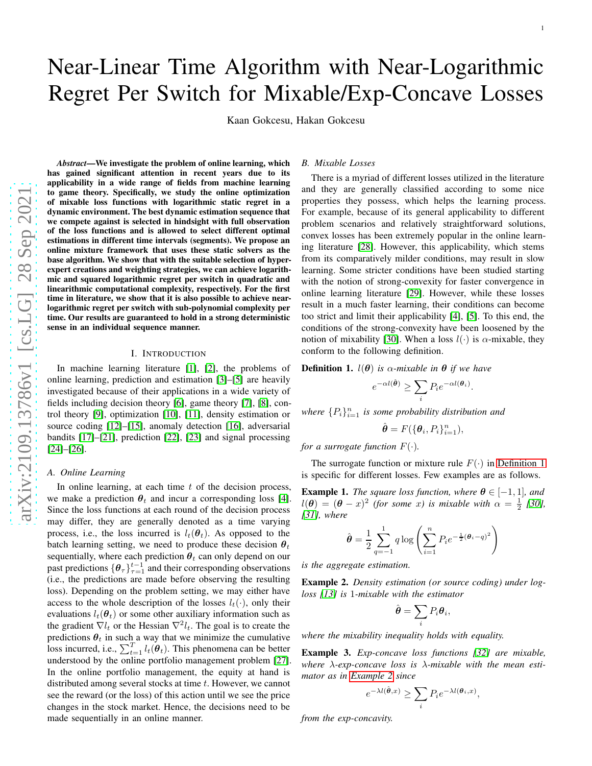# Near-Linear Time Algorithm with Near-Logarithmic Regret Per Switch for Mixable/Exp-Concave Losses

Kaan Gokcesu, Hakan Gokcesu

***Abstract*—We investigate the problem of online learning, which has gained significant attention in recent years due to its applicability in a wide range of fields from machine learning to game theory. Specifically, we study the online optimization of mixable loss functions with logarithmic static regret in a dynamic environment. The best dynamic estimation sequence that we compete against is selected in hindsight with full observation of the loss functions and is allowed to select different optimal estimations in different time intervals (segments). We propose an online mixture framework that uses these static solvers as the base algorithm. We show that with the suitable selection of hyper-expert creations and weighting strategies, we can achieve logarithmic and squared logarithmic regret per switch in quadratic and linearithmic computational complexity, respectively. For the first time in literature, we show that it is also possible to achieve near-logarithmic regret per switch with sub-polynomial complexity per time. Our results are guaranteed to hold in a strong deterministic sense in an individual sequence manner.**

## I. Introduction

In machine learning literature [1], [2], the problems of online learning, prediction and estimation [3]–[5] are heavily investigated because of their applications in a wide variety of fields including decision theory [6], game theory [7], [8], control theory [9], optimization [10], [11], density estimation or source coding [12]–[15], anomaly detection [16], adversarial bandits [17]–[21], prediction [22], [23] and signal processing [24]–[26].

### A. Online Learning

In online learning, at each time $t$ of the decision process, we make a prediction $\boldsymbol{\theta}_t$ and incur a corresponding loss [4]. Since the loss functions at each round of the decision process may differ, they are generally denoted as a time varying process, i.e., the loss incurred is $l_t(\boldsymbol{\theta}_t)$. As opposed to the batch learning setting, we need to produce these decision $\boldsymbol{\theta}_t$ sequentially, where each prediction $\boldsymbol{\theta}_t$ can only depend on our past predictions $\{\boldsymbol{\theta}_\tau\}_{\tau=1}^{t-1}$ and their corresponding observations (i.e., the predictions are made before observing the resulting loss). Depending on the problem setting, we may either have access to the whole description of the losses $l_t(\cdot)$, only their evaluations $l_t(\boldsymbol{\theta}_t)$ or some other auxiliary information such as the gradient $\nabla l_t$ or the Hessian $\nabla^2 l_t$. The goal is to create the predictions $\boldsymbol{\theta}_t$ in such a way that we minimize the cumulative loss incurred, i.e., $\sum_{t=1}^{T} l_t(\boldsymbol{\theta}_t)$. This phenomena can be better understood by the online portfolio management problem [27]. In the online portfolio management, the equity at hand is distributed among several stocks at time $t$. However, we cannot see the reward (or the loss) of this action until we see the price changes in the stock market. Hence, the decisions need to be made sequentially in an online manner.

### B. Mixable Losses

There is a myriad of different losses utilized in the literature and they are generally classified according to some nice properties they possess, which helps the learning process. For example, because of its general applicability to different problem scenarios and relatively straightforward solutions, convex losses has been extremely popular in the online learning literature [28]. However, this applicability, which stems from its comparatively milder conditions, may result in slow learning. Some stricter conditions have been studied starting with the notion of strong-convexity for faster convergence in online learning literature [29]. However, while these losses result in a much faster learning, their conditions can become too strict and limit their applicability [4], [5]. To this end, the conditions of the strong-convexity have been loosened by the notion of mixability [30]. When a loss $l(\cdot)$ is $\alpha$-mixable, they conform to the following definition.

**Definition 1.** *$l(\boldsymbol{\theta})$ is $\alpha$-mixable in $\boldsymbol{\theta}$ if we have*

$$e^{-\alpha l(\hat{\boldsymbol{\theta}})} \geq \sum_i P_i e^{-\alpha l(\boldsymbol{\theta}_i)}.$$

*where $\{P_i\}_{i=1}^n$ is some probability distribution and*

$$\hat{\boldsymbol{\theta}} = F(\{\boldsymbol{\theta}_i, P_i\}_{i=1}^n),$$

*for a surrogate function $F(\cdot)$.*

The surrogate function or mixture rule $F(\cdot)$ in Definition 1 is specific for different losses. Few examples are as follows.

**Example 1.** *The square loss function, where $\boldsymbol{\theta} \in [-1, 1]$, and $l(\boldsymbol{\theta}) = (\boldsymbol{\theta} - x)^2$ (for some $x$) is mixable with $\alpha = \frac{1}{2}$ [30], [31], where*

$$\hat{\boldsymbol{\theta}} = \frac{1}{2} \sum_{q=-1}^{1} q \log \left( \sum_{i=1}^{n} P_i e^{-\frac{1}{2}(\boldsymbol{\theta}_i - q)^2} \right)$$

*is the aggregate estimation.*

**Example 2.** *Density estimation (or source coding) under log-loss [13] is 1-mixable with the estimator*

$$\hat{\boldsymbol{\theta}} = \sum_i P_i \boldsymbol{\theta}_i,$$

*where the mixability inequality holds with equality.*

**Example 3.** *Exp-concave loss functions [32] are mixable, where $\lambda$-exp-concave loss is $\lambda$-mixable with the mean estimator as in Example 2 since*

$$e^{-\lambda l(\hat{\boldsymbol{\theta}}, x)} \geq \sum_i P_i e^{-\lambda l(\boldsymbol{\theta}_i, x)},$$

*from the exp-concavity.*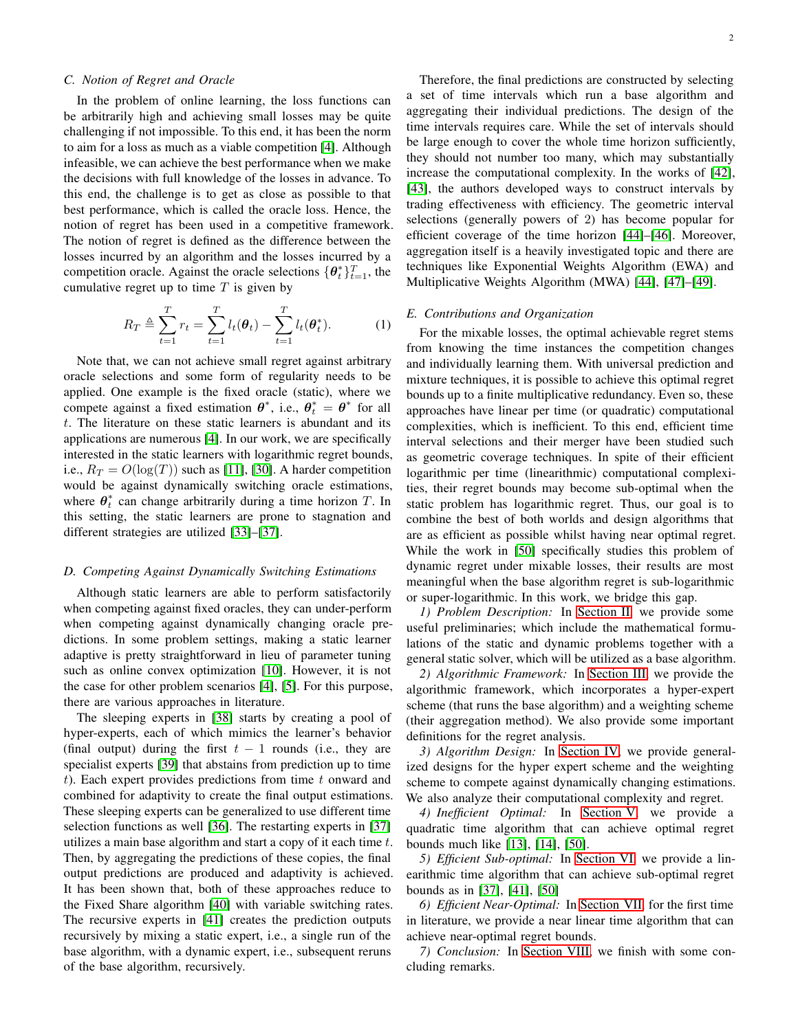### C. Notion of Regret and Oracle

In the problem of online learning, the loss functions can be arbitrarily high and achieving small losses may be quite challenging if not impossible. To this end, it has been the norm to aim for a loss as much as a viable competition [4]. Although infeasible, we can achieve the best performance when we make the decisions with full knowledge of the losses in advance. To this end, the challenge is to get as close as possible to that best performance, which is called the oracle loss. Hence, the notion of regret has been used in a competitive framework. The notion of regret is defined as the difference between the losses incurred by an algorithm and the losses incurred by a competition oracle. Against the oracle selections $\{\boldsymbol{\theta}_t^*\}_{t=1}^T$, the cumulative regret up to time $T$ is given by

$$R_T \triangleq \sum_{t=1}^{T} r_t = \sum_{t=1}^{T} l_t(\boldsymbol{\theta}_t) - \sum_{t=1}^{T} l_t(\boldsymbol{\theta}_t^*). \tag{1}$$

Note that, we can not achieve small regret against arbitrary oracle selections and some form of regularity needs to be applied. One example is the fixed oracle (static), where we compete against a fixed estimation $\boldsymbol{\theta}^*$, i.e., $\boldsymbol{\theta}_t^* = \boldsymbol{\theta}^*$ for all $t$. The literature on these static learners is abundant and its applications are numerous [4]. In our work, we are specifically interested in the static learners with logarithmic regret bounds, i.e., $R_T = O(\log(T))$ such as [11], [30]. A harder competition would be against dynamically switching oracle estimations, where $\boldsymbol{\theta}_t^*$ can change arbitrarily during a time horizon $T$. In this setting, the static learners are prone to stagnation and different strategies are utilized [33]–[37].

### D. Competing Against Dynamically Switching Estimations

Although static learners are able to perform satisfactorily when competing against fixed oracles, they can under-perform when competing against dynamically changing oracle predictions. In some problem settings, making a static learner adaptive is pretty straightforward in lieu of parameter tuning such as online convex optimization [10]. However, it is not the case for other problem scenarios [4], [5]. For this purpose, there are various approaches in literature.

The sleeping experts in [38] starts by creating a pool of hyper-experts, each of which mimics the learner's behavior (final output) during the first $t-1$ rounds (i.e., they are specialist experts [39] that abstains from prediction up to time $t$). Each expert provides predictions from time $t$ onward and combined for adaptivity to create the final output estimations. These sleeping experts can be generalized to use different time selection functions as well [36]. The restarting experts in [37] utilizes a main base algorithm and start a copy of it each time $t$. Then, by aggregating the predictions of these copies, the final output predictions are produced and adaptivity is achieved. It has been shown that, both of these approaches reduce to the Fixed Share algorithm [40] with variable switching rates. The recursive experts in [41] creates the prediction outputs recursively by mixing a static expert, i.e., a single run of the base algorithm, with a dynamic expert, i.e., subsequent reruns of the base algorithm, recursively.

Therefore, the final predictions are constructed by selecting a set of time intervals which run a base algorithm and aggregating their individual predictions. The design of the time intervals requires care. While the set of intervals should be large enough to cover the whole time horizon sufficiently, they should not number too many, which may substantially increase the computational complexity. In the works of [42], [43], the authors developed ways to construct intervals by trading effectiveness with efficiency. The geometric interval selections (generally powers of 2) has become popular for efficient coverage of the time horizon [44]–[46]. Moreover, aggregation itself is a heavily investigated topic and there are techniques like Exponential Weights Algorithm (EWA) and Multiplicative Weights Algorithm (MWA) [44], [47]–[49].

### E. Contributions and Organization

For the mixable losses, the optimal achievable regret stems from knowing the time instances the competition changes and individually learning them. With universal prediction and mixture techniques, it is possible to achieve this optimal regret bounds up to a finite multiplicative redundancy. Even so, these approaches have linear per time (or quadratic) computational complexities, which is inefficient. To this end, efficient time interval selections and their merger have been studied such as geometric coverage techniques. In spite of their efficient logarithmic per time (linearithmic) computational complexities, their regret bounds may become sub-optimal when the static problem has logarithmic regret. Thus, our goal is to combine the best of both worlds and design algorithms that are as efficient as possible whilst having near optimal regret. While the work in [50] specifically studies this problem of dynamic regret under mixable losses, their results are most meaningful when the base algorithm regret is sub-logarithmic or super-logarithmic. In this work, we bridge this gap.

*1) Problem Description:* In Section II, we provide some useful preliminaries; which include the mathematical formulations of the static and dynamic problems together with a general static solver, which will be utilized as a base algorithm.

*2) Algorithmic Framework:* In Section III, we provide the algorithmic framework, which incorporates a hyper-expert scheme (that runs the base algorithm) and a weighting scheme (their aggregation method). We also provide some important definitions for the regret analysis.

*3) Algorithm Design:* In Section IV, we provide generalized designs for the hyper expert scheme and the weighting scheme to compete against dynamically changing estimations. We also analyze their computational complexity and regret.

*4) Inefficient Optimal:* In Section V, we provide a quadratic time algorithm that can achieve optimal regret bounds much like [13], [14], [50].

*5) Efficient Sub-optimal:* In Section VI, we provide a linearithmic time algorithm that can achieve sub-optimal regret bounds as in [37], [41], [50]

*6) Efficient Near-Optimal:* In Section VII, for the first time in literature, we provide a near linear time algorithm that can achieve near-optimal regret bounds.

*7) Conclusion:* In Section VIII, we finish with some concluding remarks.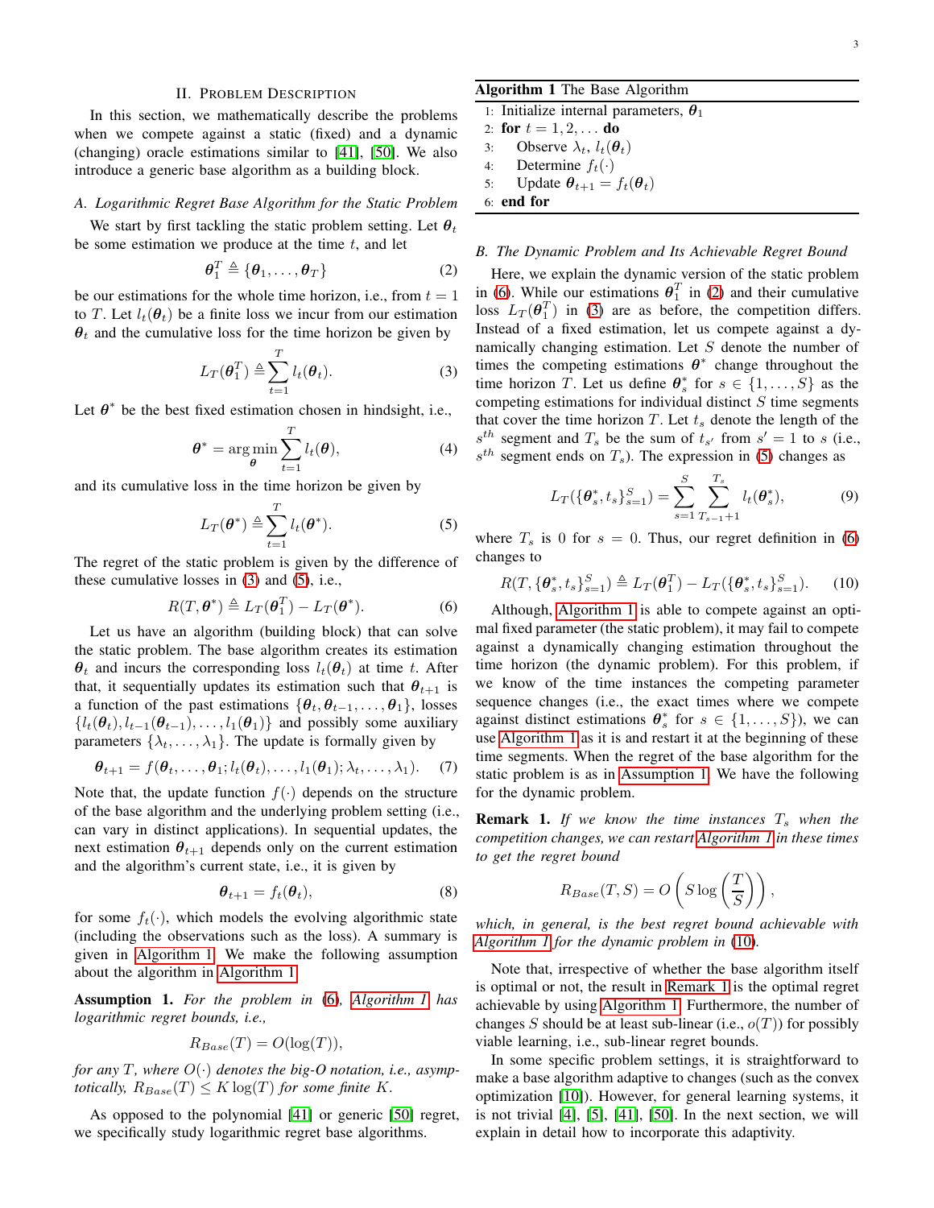## II. Problem Description

In this section, we mathematically describe the problems when we compete against a static (fixed) and a dynamic (changing) oracle estimations similar to [41], [50]. We also introduce a generic base algorithm as a building block.

### A. Logarithmic Regret Base Algorithm for the Static Problem

We start by first tackling the static problem setting. Let $\boldsymbol{\theta}_t$ be some estimation we produce at the time $t$, and let

$$\boldsymbol{\theta}_1^T \triangleq \{\boldsymbol{\theta}_1, \ldots, \boldsymbol{\theta}_T\} \tag{2}$$

be our estimations for the whole time horizon, i.e., from $t = 1$ to $T$. Let $l_t(\boldsymbol{\theta}_t)$ be a finite loss we incur from our estimation $\boldsymbol{\theta}_t$ and the cumulative loss for the time horizon be given by

$$L_T(\boldsymbol{\theta}_1^T) \triangleq \sum_{t=1}^{T} l_t(\boldsymbol{\theta}_t). \tag{3}$$

Let $\boldsymbol{\theta}^*$ be the best fixed estimation chosen in hindsight, i.e.,

$$\boldsymbol{\theta}^* = \arg\min_{\boldsymbol{\theta}} \sum_{t=1}^{T} l_t(\boldsymbol{\theta}), \tag{4}$$

and its cumulative loss in the time horizon be given by

$$L_T(\boldsymbol{\theta}^*) \triangleq \sum_{t=1}^{T} l_t(\boldsymbol{\theta}^*). \tag{5}$$

The regret of the static problem is given by the difference of these cumulative losses in (3) and (5), i.e.,

$$R(T, \boldsymbol{\theta}^*) \triangleq L_T(\boldsymbol{\theta}_1^T) - L_T(\boldsymbol{\theta}^*). \tag{6}$$

Let us have an algorithm (building block) that can solve the static problem. The base algorithm creates its estimation $\boldsymbol{\theta}_t$ and incurs the corresponding loss $l_t(\boldsymbol{\theta}_t)$ at time $t$. After that, it sequentially updates its estimation such that $\boldsymbol{\theta}_{t+1}$ is a function of the past estimations $\{\boldsymbol{\theta}_t, \boldsymbol{\theta}_{t-1}, \ldots, \boldsymbol{\theta}_1\}$, losses $\{l_t(\boldsymbol{\theta}_t), l_{t-1}(\boldsymbol{\theta}_{t-1}), \ldots, l_1(\boldsymbol{\theta}_1)\}$ and possibly some auxiliary parameters $\{\lambda_t, \ldots, \lambda_1\}$. The update is formally given by

$$\boldsymbol{\theta}_{t+1} = f(\boldsymbol{\theta}_t, \ldots, \boldsymbol{\theta}_1; l_t(\boldsymbol{\theta}_t), \ldots, l_1(\boldsymbol{\theta}_1); \lambda_t, \ldots, \lambda_1). \tag{7}$$

Note that, the update function $f(\cdot)$ depends on the structure of the base algorithm and the underlying problem setting (i.e., can vary in distinct applications). In sequential updates, the next estimation $\boldsymbol{\theta}_{t+1}$ depends only on the current estimation and the algorithm's current state, i.e., it is given by

$$\boldsymbol{\theta}_{t+1} = f_t(\boldsymbol{\theta}_t), \tag{8}$$

for some $f_t(\cdot)$, which models the evolving algorithmic state (including the observations such as the loss). A summary is given in Algorithm 1. We make the following assumption about the algorithm in Algorithm 1.

**Assumption 1.** *For the problem in (6), Algorithm 1 has logarithmic regret bounds, i.e.,*

$$R_{Base}(T) = O(\log(T)),$$

*for any $T$, where $O(\cdot)$ denotes the big-O notation, i.e., asymptotically, $R_{Base}(T) \leq K \log(T)$ for some finite $K$.*

As opposed to the polynomial [41] or generic [50] regret, we specifically study logarithmic regret base algorithms.

**Algorithm 1** The Base Algorithm

```
1: Initialize internal parameters, θ_1
2: for t = 1, 2, ... do
3:     Observe λ_t, l_t(θ_t)
4:     Determine f_t(·)
5:     Update θ_{t+1} = f_t(θ_t)
6: end for
```

### B. The Dynamic Problem and Its Achievable Regret Bound

Here, we explain the dynamic version of the static problem in (6). While our estimations $\boldsymbol{\theta}_1^T$ in (2) and their cumulative loss $L_T(\boldsymbol{\theta}_1^T)$ in (3) are as before, the competition differs. Instead of a fixed estimation, let us compete against a dynamically changing estimation. Let $S$ denote the number of times the competing estimations $\boldsymbol{\theta}^*$ change throughout the time horizon $T$. Let us define $\boldsymbol{\theta}_s^*$ for $s \in \{1, \ldots, S\}$ as the competing estimations for individual distinct $S$ time segments that cover the time horizon $T$. Let $t_s$ denote the length of the $s^{th}$ segment and $T_s$ be the sum of $t_{s'}$ from $s' = 1$ to $s$ (i.e., $s^{th}$ segment ends on $T_s$). The expression in (5) changes as

$$L_T(\{\boldsymbol{\theta}_s^*, t_s\}_{s=1}^S) = \sum_{s=1}^{S} \sum_{T_{s-1}+1}^{T_s} l_t(\boldsymbol{\theta}_s^*), \tag{9}$$

where $T_s$ is 0 for $s = 0$. Thus, our regret definition in (6) changes to

$$R(T, \{\boldsymbol{\theta}_s^*, t_s\}_{s=1}^S) \triangleq L_T(\boldsymbol{\theta}_1^T) - L_T(\{\boldsymbol{\theta}_s^*, t_s\}_{s=1}^S). \tag{10}$$

Although, Algorithm 1 is able to compete against an optimal fixed parameter (the static problem), it may fail to compete against a dynamically changing estimation throughout the time horizon (the dynamic problem). For this problem, if we know of the time instances the competing parameter sequence changes (i.e., the exact times where we compete against distinct estimations $\boldsymbol{\theta}_s^*$ for $s \in \{1, \ldots, S\}$), we can use Algorithm 1 as it is and restart it at the beginning of these time segments. When the regret of the base algorithm for the static problem is as in Assumption 1. We have the following for the dynamic problem.

**Remark 1.** *If we know the time instances $T_s$ when the competition changes, we can restart Algorithm 1 in these times to get the regret bound*

$$R_{Base}(T, S) = O\left(S \log\left(\frac{T}{S}\right)\right),$$

*which, in general, is the best regret bound achievable with Algorithm 1 for the dynamic problem in (10).*

Note that, irrespective of whether the base algorithm itself is optimal or not, the result in Remark 1 is the optimal regret achievable by using Algorithm 1. Furthermore, the number of changes $S$ should be at least sub-linear (i.e., $o(T)$) for possibly viable learning, i.e., sub-linear regret bounds.

In some specific problem settings, it is straightforward to make a base algorithm adaptive to changes (such as the convex optimization [10]). However, for general learning systems, it is not trivial [4], [5], [41], [50]. In the next section, we will explain in detail how to incorporate this adaptivity.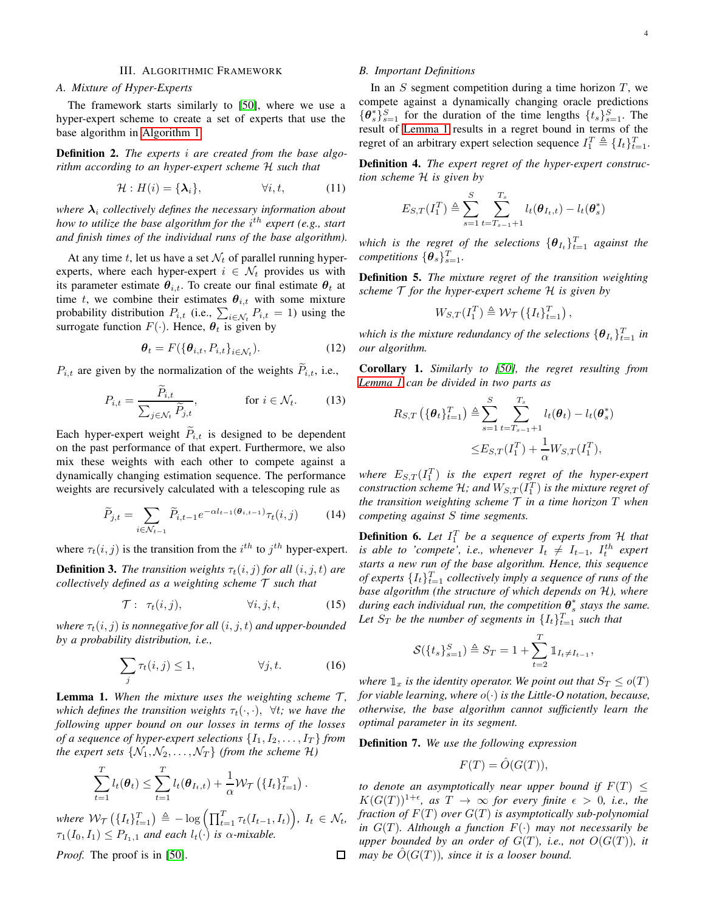## III. Algorithmic Framework

### A. Mixture of Hyper-Experts

The framework starts similarly to [50], where we use a hyper-expert scheme to create a set of experts that use the base algorithm in Algorithm 1.

**Definition 2.** *The experts $i$ are created from the base algorithm according to an hyper-expert scheme $\mathcal{H}$ such that*

$$\mathcal{H} : H(i) = \{\boldsymbol{\lambda}_i\}, \qquad \forall i, t, \tag{11}$$

*where $\boldsymbol{\lambda}_i$ collectively defines the necessary information about how to utilize the base algorithm for the $i^{th}$ expert (e.g., start and finish times of the individual runs of the base algorithm).*

At any time $t$, let us have a set $\mathcal{N}_t$ of parallel running hyper-experts, where each hyper-expert $i \in \mathcal{N}_t$ provides us with its parameter estimate $\boldsymbol{\theta}_{i,t}$. To create our final estimate $\boldsymbol{\theta}_t$ at time $t$, we combine their estimates $\boldsymbol{\theta}_{i,t}$ with some mixture probability distribution $P_{i,t}$ (i.e., $\sum_{i \in \mathcal{N}_t} P_{i,t} = 1$) using the surrogate function $F(\cdot)$. Hence, $\boldsymbol{\theta}_t$ is given by

$$\boldsymbol{\theta}_t = F(\{\boldsymbol{\theta}_{i,t}, P_{i,t}\}_{i \in \mathcal{N}_t}). \tag{12}$$

$P_{i,t}$ are given by the normalization of the weights $\widetilde{P}_{i,t}$, i.e.,

$$P_{i,t} = \frac{\widetilde{P}_{i,t}}{\sum_{j \in \mathcal{N}_t} \widetilde{P}_{j,t}}, \qquad \text{for } i \in \mathcal{N}_t. \tag{13}$$

Each hyper-expert weight $\widetilde{P}_{i,t}$ is designed to be dependent on the past performance of that expert. Furthermore, we also mix these weights with each other to compete against a dynamically changing estimation sequence. The performance weights are recursively calculated with a telescoping rule as

$$\widetilde{P}_{j,t} = \sum_{i \in \mathcal{N}_{t-1}} \widetilde{P}_{i,t-1} e^{-\alpha l_{t-1}(\boldsymbol{\theta}_{i,t-1})} \tau_t(i,j) \tag{14}$$

where $\tau_t(i,j)$ is the transition from the $i^{th}$ to $j^{th}$ hyper-expert.

**Definition 3.** *The transition weights $\tau_t(i,j)$ for all $(i,j,t)$ are collectively defined as a weighting scheme $\mathcal{T}$ such that*

$$\mathcal{T} : \ \tau_t(i,j), \qquad \forall i, j, t, \tag{15}$$

*where $\tau_t(i,j)$ is nonnegative for all $(i,j,t)$ and upper-bounded by a probability distribution, i.e.,*

$$\sum_j \tau_t(i,j) \leq 1, \qquad \forall j, t. \tag{16}$$

**Lemma 1.** *When the mixture uses the weighting scheme $\mathcal{T}$, which defines the transition weights $\tau_t(\cdot,\cdot)$, $\forall t$; we have the following upper bound on our losses in terms of the losses of a sequence of hyper-expert selections $\{I_1, I_2, \ldots, I_T\}$ from the expert sets $\{\mathcal{N}_1, \mathcal{N}_2, \ldots, \mathcal{N}_T\}$ (from the scheme $\mathcal{H}$)*

$$\sum_{t=1}^{T} l_t(\boldsymbol{\theta}_t) \leq \sum_{t=1}^{T} l_t(\boldsymbol{\theta}_{I_t,t}) + \frac{1}{\alpha} \mathcal{W}_{\mathcal{T}}\left(\{I_t\}_{t=1}^{T}\right).$$

*where $\mathcal{W}_{\mathcal{T}}\left(\{I_t\}_{t=1}^{T}\right) \triangleq -\log\left(\prod_{t=1}^{T} \tau_t(I_{t-1}, I_t)\right)$, $I_t \in \mathcal{N}_t$, $\tau_1(I_0, I_1) \leq P_{I_1,1}$ and each $l_t(\cdot)$ is $\alpha$-mixable.*

*Proof.* The proof is in [50]. □

### B. Important Definitions

In an $S$ segment competition during a time horizon $T$, we compete against a dynamically changing oracle predictions $\{\boldsymbol{\theta}_s^*\}_{s=1}^{S}$ for the duration of the time lengths $\{t_s\}_{s=1}^{S}$. The result of Lemma 1 results in a regret bound in terms of the regret of an arbitrary expert selection sequence $I_1^T \triangleq \{I_t\}_{t=1}^{T}$.

**Definition 4.** *The expert regret of the hyper-expert construction scheme $\mathcal{H}$ is given by*

$$E_{S,T}(I_1^T) \triangleq \sum_{s=1}^{S} \sum_{t=T_{s-1}+1}^{T_s} l_t(\boldsymbol{\theta}_{I_t,t}) - l_t(\boldsymbol{\theta}_s^*)$$

*which is the regret of the selections $\{\boldsymbol{\theta}_{I_t}\}_{t=1}^{T}$ against the competitions $\{\boldsymbol{\theta}_s\}_{s=1}^{T}$.*

**Definition 5.** *The mixture regret of the transition weighting scheme $\mathcal{T}$ for the hyper-expert scheme $\mathcal{H}$ is given by*

$$W_{S,T}(I_1^T) \triangleq \mathcal{W}_{\mathcal{T}}\left(\{I_t\}_{t=1}^{T}\right),$$

*which is the mixture redundancy of the selections $\{\boldsymbol{\theta}_{I_t}\}_{t=1}^{T}$ in our algorithm.*

**Corollary 1.** *Similarly to [50], the regret resulting from Lemma 1 can be divided in two parts as*

$$\begin{aligned} R_{S,T}\left(\{\boldsymbol{\theta}_t\}_{t=1}^{T}\right) \triangleq& \sum_{s=1}^{S} \sum_{t=T_{s-1}+1}^{T_s} l_t(\boldsymbol{\theta}_t) - l_t(\boldsymbol{\theta}_s^*) \\ \leq& E_{S,T}(I_1^T) + \frac{1}{\alpha} W_{S,T}(I_1^T), \end{aligned}$$

*where $E_{S,T}(I_1^T)$ is the expert regret of the hyper-expert construction scheme $\mathcal{H}$; and $W_{S,T}(I_1^T)$ is the mixture regret of the transition weighting scheme $\mathcal{T}$ in a time horizon $T$ when competing against $S$ time segments.*

**Definition 6.** *Let $I_1^T$ be a sequence of experts from $\mathcal{H}$ that is able to 'compete', i.e., whenever $I_t \neq I_{t-1}$, $I_t^{th}$ expert starts a new run of the base algorithm. Hence, this sequence of experts $\{I_t\}_{t=1}^{T}$ collectively imply a sequence of runs of the base algorithm (the structure of which depends on $\mathcal{H}$), where during each individual run, the competition $\boldsymbol{\theta}_s^*$ stays the same. Let $S_T$ be the number of segments in $\{I_t\}_{t=1}^{T}$ such that*

$$\mathcal{S}(\{t_s\}_{s=1}^{S}) \triangleq S_T = 1 + \sum_{t=2}^{T} \mathbb{1}_{I_t \neq I_{t-1}},$$

*where $\mathbb{1}_x$ is the identity operator. We point out that $S_T \leq o(T)$ for viable learning, where $o(\cdot)$ is the Little-O notation, because, otherwise, the base algorithm cannot sufficiently learn the optimal parameter in its segment.*

**Definition 7.** *We use the following expression*

$$F(T) = \hat{O}(G(T)),$$

*to denote an asymptotically near upper bound if $F(T) \leq K(G(T))^{1+\epsilon}$, as $T \to \infty$ for every finite $\epsilon > 0$, i.e., the fraction of $F(T)$ over $G(T)$ is asymptotically sub-polynomial in $G(T)$. Although a function $F(\cdot)$ may not necessarily be upper bounded by an order of $G(T)$, i.e., not $O(G(T))$, it may be $\hat{O}(G(T))$, since it is a looser bound.*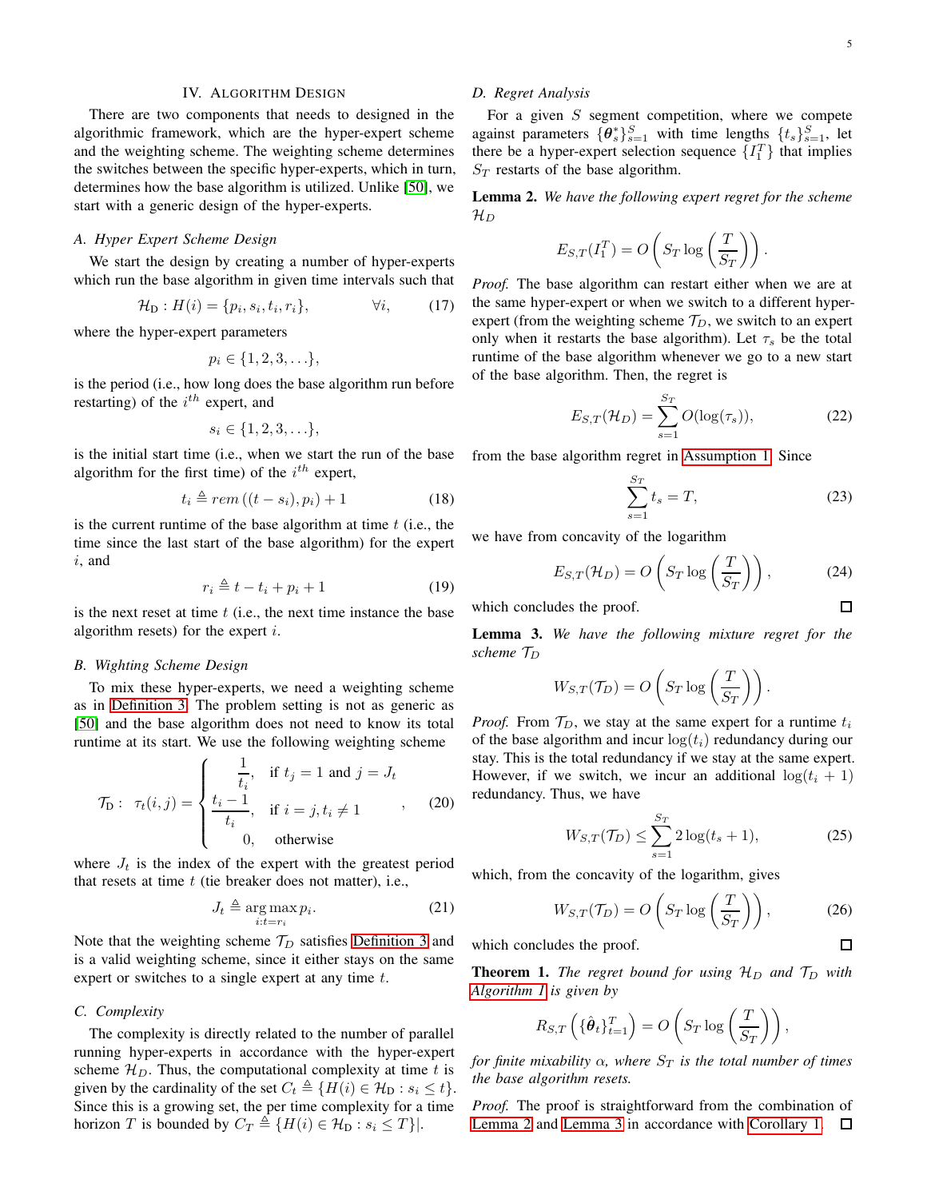## IV. Algorithm Design

There are two components that needs to designed in the algorithmic framework, which are the hyper-expert scheme and the weighting scheme. The weighting scheme determines the switches between the specific hyper-experts, which in turn, determines how the base algorithm is utilized. Unlike [50], we start with a generic design of the hyper-experts.

### A. Hyper Expert Scheme Design

We start the design by creating a number of hyper-experts which run the base algorithm in given time intervals such that

$$\mathcal{H}_{\mathrm{D}}: H(i) = \{p_i, s_i, t_i, r_i\}, \qquad \forall i, \tag{17}$$

where the hyper-expert parameters

$$p_i \in \{1, 2, 3, \ldots\},$$

is the period (i.e., how long does the base algorithm run before restarting) of the $i^{th}$ expert, and

$$s_i \in \{1, 2, 3, \ldots\},$$

is the initial start time (i.e., when we start the run of the base algorithm for the first time) of the $i^{th}$ expert,

$$t_i \triangleq rem\left((t - s_i), p_i\right) + 1 \tag{18}$$

is the current runtime of the base algorithm at time $t$ (i.e., the time since the last start of the base algorithm) for the expert $i$, and

$$r_i \triangleq t - t_i + p_i + 1 \tag{19}$$

is the next reset at time $t$ (i.e., the next time instance the base algorithm resets) for the expert $i$.

### B. Wighting Scheme Design

To mix these hyper-experts, we need a weighting scheme as in Definition 3. The problem setting is not as generic as [50] and the base algorithm does not need to know its total runtime at its start. We use the following weighting scheme

$$\mathcal{T}_{\mathrm{D}}: \ \tau_t(i,j) = \begin{cases} \dfrac{1}{t_i}, & \text{if } t_j = 1 \text{ and } j = J_t \\ \dfrac{t_i - 1}{t_i}, & \text{if } i = j, t_i \neq 1 \\ 0, & \text{otherwise} \end{cases}, \tag{20}$$

where $J_t$ is the index of the expert with the greatest period that resets at time $t$ (tie breaker does not matter), i.e.,

$$J_t \triangleq \underset{i:t=r_i}{\arg\max}\, p_i. \tag{21}$$

Note that the weighting scheme $\mathcal{T}_D$ satisfies Definition 3 and is a valid weighting scheme, since it either stays on the same expert or switches to a single expert at any time $t$.

### C. Complexity

The complexity is directly related to the number of parallel running hyper-experts in accordance with the hyper-expert scheme $\mathcal{H}_D$. Thus, the computational complexity at time $t$ is given by the cardinality of the set $C_t \triangleq \{H(i) \in \mathcal{H}_{\mathrm{D}} : s_i \leq t\}$. Since this is a growing set, the per time complexity for a time horizon $T$ is bounded by $C_T \triangleq \{H(i) \in \mathcal{H}_{\mathrm{D}} : s_i \leq T\}|$.

### D. Regret Analysis

For a given $S$ segment competition, where we compete against parameters $\{\boldsymbol{\theta}^*_s\}_{s=1}^S$ with time lengths $\{t_s\}_{s=1}^S$, let there be a hyper-expert selection sequence $\{I_1^T\}$ that implies $S_T$ restarts of the base algorithm.

**Lemma 2.** *We have the following expert regret for the scheme $\mathcal{H}_D$*

$$E_{S,T}(I_1^T) = O\left(S_T \log\left(\frac{T}{S_T}\right)\right).$$

*Proof.* The base algorithm can restart either when we are at the same hyper-expert or when we switch to a different hyper-expert (from the weighting scheme $\mathcal{T}_D$, we switch to an expert only when it restarts the base algorithm). Let $\tau_s$ be the total runtime of the base algorithm whenever we go to a new start of the base algorithm. Then, the regret is

$$E_{S,T}(\mathcal{H}_D) = \sum_{s=1}^{S_T} O(\log(\tau_s)), \tag{22}$$

from the base algorithm regret in Assumption 1. Since

$$\sum_{s=1}^{S_T} t_s = T, \tag{23}$$

we have from concavity of the logarithm

$$E_{S,T}(\mathcal{H}_D) = O\left(S_T \log\left(\frac{T}{S_T}\right)\right), \tag{24}$$

which concludes the proof. ◻

**Lemma 3.** *We have the following mixture regret for the scheme $\mathcal{T}_D$*

$$W_{S,T}(\mathcal{T}_D) = O\left(S_T \log\left(\frac{T}{S_T}\right)\right).$$

*Proof.* From $\mathcal{T}_D$, we stay at the same expert for a runtime $t_i$ of the base algorithm and incur $\log(t_i)$ redundancy during our stay. This is the total redundancy if we stay at the same expert. However, if we switch, we incur an additional $\log(t_i + 1)$ redundancy. Thus, we have

$$W_{S,T}(\mathcal{T}_D) \leq \sum_{s=1}^{S_T} 2\log(t_s + 1), \tag{25}$$

which, from the concavity of the logarithm, gives

$$W_{S,T}(\mathcal{T}_D) = O\left(S_T \log\left(\frac{T}{S_T}\right)\right), \tag{26}$$

which concludes the proof. ◻

**Theorem 1.** *The regret bound for using $\mathcal{H}_D$ and $\mathcal{T}_D$ with Algorithm 1 is given by*

$$R_{S,T}\left(\{\hat{\boldsymbol{\theta}}_t\}_{t=1}^T\right) = O\left(S_T \log\left(\frac{T}{S_T}\right)\right),$$

*for finite mixability $\alpha$, where $S_T$ is the total number of times the base algorithm resets.*

*Proof.* The proof is straightforward from the combination of Lemma 2 and Lemma 3 in accordance with Corollary 1. ◻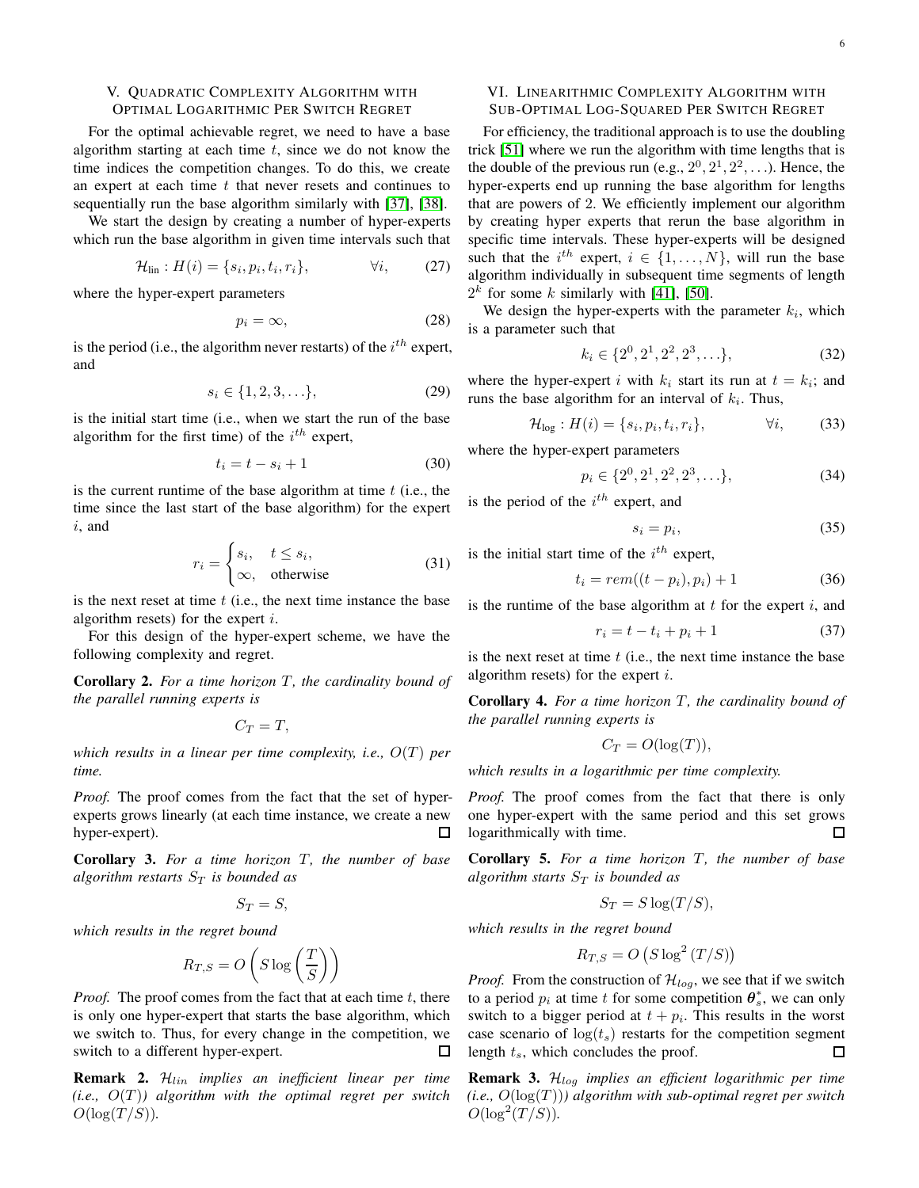## V. Quadratic Complexity Algorithm with Optimal Logarithmic Per Switch Regret

For the optimal achievable regret, we need to have a base algorithm starting at each time $t$, since we do not know the time indices the competition changes. To do this, we create an expert at each time $t$ that never resets and continues to sequentially run the base algorithm similarly with [37], [38].

We start the design by creating a number of hyper-experts which run the base algorithm in given time intervals such that

$$\mathcal{H}_{\text{lin}} : H(i) = \{s_i, p_i, t_i, r_i\}, \qquad \forall i, \tag{27}$$

where the hyper-expert parameters

$$p_i = \infty, \tag{28}$$

is the period (i.e., the algorithm never restarts) of the $i^{th}$ expert, and

$$s_i \in \{1, 2, 3, \ldots\}, \tag{29}$$

is the initial start time (i.e., when we start the run of the base algorithm for the first time) of the $i^{th}$ expert,

$$t_i = t - s_i + 1 \tag{30}$$

is the current runtime of the base algorithm at time $t$ (i.e., the time since the last start of the base algorithm) for the expert $i$, and

$$r_i = \begin{cases} s_i, & t \leq s_i, \\ \infty, & \text{otherwise} \end{cases} \tag{31}$$

is the next reset at time $t$ (i.e., the next time instance the base algorithm resets) for the expert $i$.

For this design of the hyper-expert scheme, we have the following complexity and regret.

**Corollary 2.** *For a time horizon $T$, the cardinality bound of the parallel running experts is*

$$C_T = T,$$

*which results in a linear per time complexity, i.e., $O(T)$ per time.*

*Proof.* The proof comes from the fact that the set of hyper-experts grows linearly (at each time instance, we create a new hyper-expert). □

**Corollary 3.** *For a time horizon $T$, the number of base algorithm restarts $S_T$ is bounded as*

$$S_T = S,$$

*which results in the regret bound*

$$R_{T,S} = O\left(S \log\left(\frac{T}{S}\right)\right)$$

*Proof.* The proof comes from the fact that at each time $t$, there is only one hyper-expert that starts the base algorithm, which we switch to. Thus, for every change in the competition, we switch to a different hyper-expert. □

**Remark 2.** *$\mathcal{H}_{lin}$ implies an inefficient linear per time (i.e., $O(T)$) algorithm with the optimal regret per switch $O(\log(T/S))$.*

## VI. Linearithmic Complexity Algorithm with Sub-Optimal Log-Squared Per Switch Regret

For efficiency, the traditional approach is to use the doubling trick [51] where we run the algorithm with time lengths that is the double of the previous run (e.g., $2^0, 2^1, 2^2, \ldots$). Hence, the hyper-experts end up running the base algorithm for lengths that are powers of 2. We efficiently implement our algorithm by creating hyper experts that rerun the base algorithm in specific time intervals. These hyper-experts will be designed such that the $i^{th}$ expert, $i \in \{1, \ldots, N\}$, will run the base algorithm individually in subsequent time segments of length $2^k$ for some $k$ similarly with [41], [50].

We design the hyper-experts with the parameter $k_i$, which is a parameter such that

$$k_i \in \{2^0, 2^1, 2^2, 2^3, \ldots\}, \tag{32}$$

where the hyper-expert $i$ with $k_i$ start its run at $t = k_i$; and runs the base algorithm for an interval of $k_i$. Thus,

$$\mathcal{H}_{\text{log}} : H(i) = \{s_i, p_i, t_i, r_i\}, \qquad \forall i, \tag{33}$$

where the hyper-expert parameters

$$p_i \in \{2^0, 2^1, 2^2, 2^3, \ldots\}, \tag{34}$$

is the period of the $i^{th}$ expert, and

$$s_i = p_i, \tag{35}$$

is the initial start time of the $i^{th}$ expert,

$$t_i = rem((t - p_i), p_i) + 1 \tag{36}$$

is the runtime of the base algorithm at $t$ for the expert $i$, and

$$r_i = t - t_i + p_i + 1 \tag{37}$$

is the next reset at time $t$ (i.e., the next time instance the base algorithm resets) for the expert $i$.

**Corollary 4.** *For a time horizon $T$, the cardinality bound of the parallel running experts is*

$$C_T = O(\log(T)),$$

*which results in a logarithmic per time complexity.*

*Proof.* The proof comes from the fact that there is only one hyper-expert with the same period and this set grows logarithmically with time. □

**Corollary 5.** *For a time horizon $T$, the number of base algorithm starts $S_T$ is bounded as*

$$S_T = S \log(T/S),$$

*which results in the regret bound*

$$R_{T,S} = O\left(S \log^2 (T/S)\right)$$

*Proof.* From the construction of $\mathcal{H}_{log}$, we see that if we switch to a period $p_i$ at time $t$ for some competition $\boldsymbol{\theta}_s^*$, we can only switch to a bigger period at $t + p_i$. This results in the worst case scenario of $\log(t_s)$ restarts for the competition segment length $t_s$, which concludes the proof. □

**Remark 3.** *$\mathcal{H}_{log}$ implies an efficient logarithmic per time (i.e., $O(\log(T))$) algorithm with sub-optimal regret per switch $O(\log^2(T/S))$.*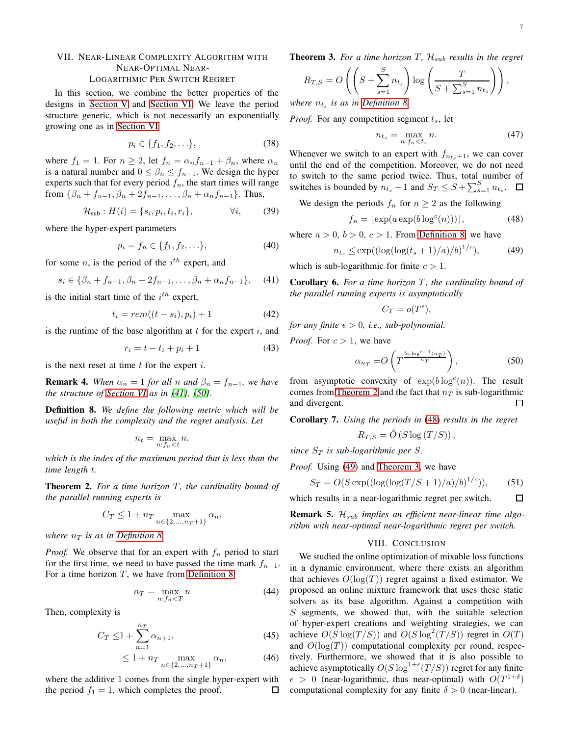## VII. Near-Linear Complexity Algorithm with Near-Optimal Near-Logarithmic Per Switch Regret

In this section, we combine the better properties of the designs in Section V and Section VI. We leave the period structure generic, which is not necessarily an exponentially growing one as in Section VI

$$p_i \in \{f_1, f_2, \ldots\}, \tag{38}$$

where $f_1 = 1$. For $n \geq 2$, let $f_n = \alpha_n f_{n-1} + \beta_n$, where $\alpha_n$ is a natural number and $0 \leq \beta_n \leq f_{n-1}$. We design the hyper experts such that for every period $f_n$, the start times will range from $\{\beta_n + f_{n-1}, \beta_n + 2f_{n-1}, \ldots, \beta_n + \alpha_n f_{n-1}\}$. Thus,

$$\mathcal{H}_{\text{sub}} : H(i) = \{s_i, p_i, t_i, r_i\}, \qquad \forall i, \tag{39}$$

where the hyper-expert parameters

$$p_i = f_n \in \{f_1, f_2, \ldots\}, \tag{40}$$

for some $n$, is the period of the $i^{th}$ expert, and

$$s_i \in \{\beta_n + f_{n-1}, \beta_n + 2f_{n-1}, \ldots, \beta_n + \alpha_n f_{n-1}\}, \tag{41}$$

is the initial start time of the $i^{th}$ expert,

$$t_i = rem((t - s_i), p_i) + 1 \tag{42}$$

is the runtime of the base algorithm at $t$ for the expert $i$, and

$$r_i = t - t_i + p_i + 1 \tag{43}$$

is the next reset at time $t$ for the expert $i$.

**Remark 4.** *When $\alpha_n = 1$ for all $n$ and $\beta_n = f_{n-1}$, we have the structure of Section VI as in [41], [50].*

**Definition 8.** *We define the following metric which will be useful in both the complexity and the regret analysis. Let*

$$n_t = \max_{n: f_n < t} n,$$

*which is the index of the maximum period that is less than the time length $t$.*

**Theorem 2.** *For a time horizon $T$, the cardinality bound of the parallel running experts is*

$$C_T \leq 1 + n_T \max_{n \in \{2, \ldots, n_T + 1\}} \alpha_n,$$

*where $n_T$ is as in Definition 8.*

*Proof.* We observe that for an expert with $f_n$ period to start for the first time, we need to have passed the time mark $f_{n-1}$. For a time horizon $T$, we have from Definition 8

$$n_T = \max_{n: f_n < T} n \tag{44}$$

Then, complexity is

$$C_T \leq 1 + \sum_{n=1}^{n_T} \alpha_{n+1}, \tag{45}$$

$$\leq 1 + n_T \max_{n \in \{2, \ldots, n_T + 1\}} \alpha_n, \tag{46}$$

where the additive 1 comes from the single hyper-expert with the period $f_1 = 1$, which completes the proof. □

**Theorem 3.** *For a time horizon $T$, $\mathcal{H}_{sub}$ results in the regret*

$$R_{T,S} = O\left(\left(S + \sum_{s=1}^{S} n_{t_s}\right) \log\left(\frac{T}{S + \sum_{s=1}^{S} n_{t_s}}\right)\right),$$

*where $n_{t_s}$ is as in Definition 8.*

*Proof.* For any competition segment $t_s$, let

$$n_{t_s} = \max_{n: f_n < t_s} n. \tag{47}$$

Whenever we switch to an expert with $f_{n_{t_s}+1}$, we can cover until the end of the competition. Moreover, we do not need to switch to the same period twice. Thus, total number of switches is bounded by $n_{t_s} + 1$ and $S_T \leq S + \sum_{s=1}^{S} n_{t_s}$. □

We design the periods $f_n$ for $n \geq 2$ as the following

$$f_n = \lfloor \exp(a \exp(b \log^c(n))) \rfloor, \tag{48}$$

where $a > 0$, $b > 0$, $c > 1$. From Definition 8, we have

$$n_{t_s} \leq \exp((\log(\log(t_s + 1)/a)/b)^{1/c}), \tag{49}$$

which is sub-logarithmic for finite $c > 1$.

**Corollary 6.** *For a time horizon $T$, the cardinality bound of the parallel running experts is asymptotically*

$$C_T = o(T^{\epsilon}),$$

*for any finite $\epsilon > 0$, i.e., sub-polynomial.*

*Proof.* For $c > 1$, we have

$$\alpha_{n_T} = O\left(T^{\frac{bc \log^{c-1}(n_T)}{n_T}}\right), \tag{50}$$

from asymptotic convexity of $\exp(b \log^c(n))$. The result comes from Theorem 2 and the fact that $n_T$ is sub-logarithmic and divergent. □

**Corollary 7.** *Using the periods in (48) results in the regret*

$$R_{T,S} = \hat{O}\left(S \log\left(T/S\right)\right),$$

*since $S_T$ is sub-logarithmic per $S$.*

*Proof.* Using (49) and Theorem 3, we have

$$S_T = O(S \exp((\log(\log(T/S + 1)/a)/b)^{1/c})), \tag{51}$$

which results in a near-logarithmic regret per switch. □

**Remark 5.** *$\mathcal{H}_{sub}$ implies an efficient near-linear time algorithm with near-optimal near-logarithmic regret per switch.*

## VIII. Conclusion

We studied the online optimization of mixable loss functions in a dynamic environment, where there exists an algorithm that achieves $O(\log(T))$ regret against a fixed estimator. We proposed an online mixture framework that uses these static solvers as its base algorithm. Against a competition with $S$ segments, we showed that, with the suitable selection of hyper-expert creations and weighting strategies, we can achieve $O(S \log(T/S))$ and $O(S \log^2(T/S))$ regret in $O(T)$ and $O(\log(T))$ computational complexity per round, respectively. Furthermore, we showed that it is also possible to achieve asymptotically $O(S \log^{1+\epsilon}(T/S))$ regret for any finite $\epsilon > 0$ (near-logarithmic, thus near-optimal) with $O(T^{1+\delta})$ computational complexity for any finite $\delta > 0$ (near-linear).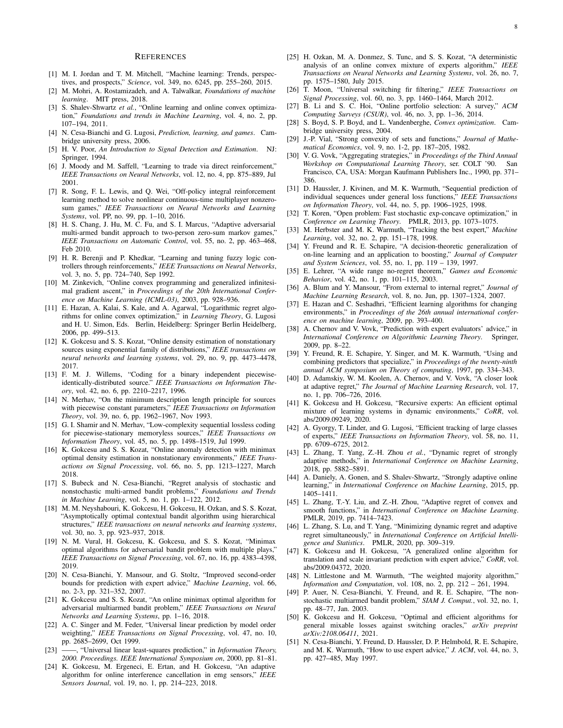# References

[1] M. I. Jordan and T. M. Mitchell, "Machine learning: Trends, perspectives, and prospects," *Science*, vol. 349, no. 6245, pp. 255–260, 2015.

[2] M. Mohri, A. Rostamizadeh, and A. Talwalkar, *Foundations of machine learning*. MIT press, 2018.

[3] S. Shalev-Shwartz *et al.*, "Online learning and online convex optimization," *Foundations and trends in Machine Learning*, vol. 4, no. 2, pp. 107–194, 2011.

[4] N. Cesa-Bianchi and G. Lugosi, *Prediction, learning, and games*. Cambridge university press, 2006.

[5] H. V. Poor, *An Introduction to Signal Detection and Estimation*. NJ: Springer, 1994.

[6] J. Moody and M. Saffell, "Learning to trade via direct reinforcement," *IEEE Transactions on Neural Networks*, vol. 12, no. 4, pp. 875–889, Jul 2001.

[7] R. Song, F. L. Lewis, and Q. Wei, "Off-policy integral reinforcement learning method to solve nonlinear continuous-time multiplayer nonzero-sum games," *IEEE Transactions on Neural Networks and Learning Systems*, vol. PP, no. 99, pp. 1–10, 2016.

[8] H. S. Chang, J. Hu, M. C. Fu, and S. I. Marcus, "Adaptive adversarial multi-armed bandit approach to two-person zero-sum markov games," *IEEE Transactions on Automatic Control*, vol. 55, no. 2, pp. 463–468, Feb 2010.

[9] H. R. Berenji and P. Khedkar, "Learning and tuning fuzzy logic controllers through reinforcements," *IEEE Transactions on Neural Networks*, vol. 3, no. 5, pp. 724–740, Sep 1992.

[10] M. Zinkevich, "Online convex programming and generalized infinitesimal gradient ascent," in *Proceedings of the 20th International Conference on Machine Learning (ICML-03)*, 2003, pp. 928–936.

[11] E. Hazan, A. Kalai, S. Kale, and A. Agarwal, "Logarithmic regret algorithms for online convex optimization," in *Learning Theory*, G. Lugosi and H. U. Simon, Eds. Berlin, Heidelberg: Springer Berlin Heidelberg, 2006, pp. 499–513.

[12] K. Gokcesu and S. S. Kozat, "Online density estimation of nonstationary sources using exponential family of distributions," *IEEE transactions on neural networks and learning systems*, vol. 29, no. 9, pp. 4473–4478, 2017.

[13] F. M. J. Willems, "Coding for a binary independent piecewise-identically-distributed source." *IEEE Transactions on Information Theory*, vol. 42, no. 6, pp. 2210–2217, 1996.

[14] N. Merhav, "On the minimum description length principle for sources with piecewise constant parameters," *IEEE Transactions on Information Theory*, vol. 39, no. 6, pp. 1962–1967, Nov 1993.

[15] G. I. Shamir and N. Merhav, "Low-complexity sequential lossless coding for piecewise-stationary memoryless sources," *IEEE Transactions on Information Theory*, vol. 45, no. 5, pp. 1498–1519, Jul 1999.

[16] K. Gokcesu and S. S. Kozat, "Online anomaly detection with minimax optimal density estimation in nonstationary environments," *IEEE Transactions on Signal Processing*, vol. 66, no. 5, pp. 1213–1227, March 2018.

[17] S. Bubeck and N. Cesa-Bianchi, "Regret analysis of stochastic and nonstochastic multi-armed bandit problems," *Foundations and Trends in Machine Learning*, vol. 5, no. 1, pp. 1–122, 2012.

[18] M. M. Neyshabouri, K. Gokcesu, H. Gokcesu, H. Ozkan, and S. S. Kozat, "Asymptotically optimal contextual bandit algorithm using hierarchical structures," *IEEE transactions on neural networks and learning systems*, vol. 30, no. 3, pp. 923–937, 2018.

[19] N. M. Vural, H. Gokcesu, K. Gokcesu, and S. S. Kozat, "Minimax optimal algorithms for adversarial bandit problem with multiple plays," *IEEE Transactions on Signal Processing*, vol. 67, no. 16, pp. 4383–4398, 2019.

[20] N. Cesa-Bianchi, Y. Mansour, and G. Stoltz, "Improved second-order bounds for prediction with expert advice," *Machine Learning*, vol. 66, no. 2-3, pp. 321–352, 2007.

[21] K. Gokcesu and S. S. Kozat, "An online minimax optimal algorithm for adversarial multiarmed bandit problem," *IEEE Transactions on Neural Networks and Learning Systems*, pp. 1–16, 2018.

[22] A. C. Singer and M. Feder, "Universal linear prediction by model order weighting," *IEEE Transactions on Signal Processing*, vol. 47, no. 10, pp. 2685–2699, Oct 1999.

[23] ——, "Universal linear least-squares prediction," in *Information Theory, 2000. Proceedings. IEEE International Symposium on*, 2000, pp. 81–81.

[24] K. Gokcesu, M. Ergeneci, E. Ertan, and H. Gokcesu, "An adaptive algorithm for online interference cancellation in emg sensors," *IEEE Sensors Journal*, vol. 19, no. 1, pp. 214–223, 2018.

[25] H. Ozkan, M. A. Donmez, S. Tunc, and S. S. Kozat, "A deterministic analysis of an online convex mixture of experts algorithm," *IEEE Transactions on Neural Networks and Learning Systems*, vol. 26, no. 7, pp. 1575–1580, July 2015.

[26] T. Moon, "Universal switching fir filtering," *IEEE Transactions on Signal Processing*, vol. 60, no. 3, pp. 1460–1464, March 2012.

[27] B. Li and S. C. Hoi, "Online portfolio selection: A survey," *ACM Computing Surveys (CSUR)*, vol. 46, no. 3, pp. 1–36, 2014.

[28] S. Boyd, S. P. Boyd, and L. Vandenberghe, *Convex optimization*. Cambridge university press, 2004.

[29] J.-P. Vial, "Strong convexity of sets and functions," *Journal of Mathematical Economics*, vol. 9, no. 1-2, pp. 187–205, 1982.

[30] V. G. Vovk, "Aggregating strategies," in *Proceedings of the Third Annual Workshop on Computational Learning Theory*, ser. COLT '90. San Francisco, CA, USA: Morgan Kaufmann Publishers Inc., 1990, pp. 371–386.

[31] D. Haussler, J. Kivinen, and M. K. Warmuth, "Sequential prediction of individual sequences under general loss functions," *IEEE Transactions on Information Theory*, vol. 44, no. 5, pp. 1906–1925, 1998.

[32] T. Koren, "Open problem: Fast stochastic exp-concave optimization," in *Conference on Learning Theory*. PMLR, 2013, pp. 1073–1075.

[33] M. Herbster and M. K. Warmuth, "Tracking the best expert," *Machine Learning*, vol. 32, no. 2, pp. 151–178, 1998.

[34] Y. Freund and R. E. Schapire, "A decision-theoretic generalization of on-line learning and an application to boosting," *Journal of Computer and System Sciences*, vol. 55, no. 1, pp. 119 – 139, 1997.

[35] E. Lehrer, "A wide range no-regret theorem," *Games and Economic Behavior*, vol. 42, no. 1, pp. 101–115, 2003.

[36] A. Blum and Y. Mansour, "From external to internal regret," *Journal of Machine Learning Research*, vol. 8, no. Jun, pp. 1307–1324, 2007.

[37] E. Hazan and C. Seshadhri, "Efficient learning algorithms for changing environments," in *Proceedings of the 26th annual international conference on machine learning*, 2009, pp. 393–400.

[38] A. Chernov and V. Vovk, "Prediction with expert evaluators' advice," in *International Conference on Algorithmic Learning Theory*. Springer, 2009, pp. 8–22.

[39] Y. Freund, R. E. Schapire, Y. Singer, and M. K. Warmuth, "Using and combining predictors that specialize," in *Proceedings of the twenty-ninth annual ACM symposium on Theory of computing*, 1997, pp. 334–343.

[40] D. Adamskiy, W. M. Koolen, A. Chernov, and V. Vovk, "A closer look at adaptive regret," *The Journal of Machine Learning Research*, vol. 17, no. 1, pp. 706–726, 2016.

[41] K. Gokcesu and H. Gokcesu, "Recursive experts: An efficient optimal mixture of learning systems in dynamic environments," *CoRR*, vol. abs/2009.09249, 2020.

[42] A. Gyorgy, T. Linder, and G. Lugosi, "Efficient tracking of large classes of experts," *IEEE Transactions on Information Theory*, vol. 58, no. 11, pp. 6709–6725, 2012.

[43] L. Zhang, T. Yang, Z.-H. Zhou *et al.*, "Dynamic regret of strongly adaptive methods," in *International Conference on Machine Learning*, 2018, pp. 5882–5891.

[44] A. Daniely, A. Gonen, and S. Shalev-Shwartz, "Strongly adaptive online learning," in *International Conference on Machine Learning*, 2015, pp. 1405–1411.

[45] L. Zhang, T.-Y. Liu, and Z.-H. Zhou, "Adaptive regret of convex and smooth functions," in *International Conference on Machine Learning*. PMLR, 2019, pp. 7414–7423.

[46] L. Zhang, S. Lu, and T. Yang, "Minimizing dynamic regret and adaptive regret simultaneously," in *International Conference on Artificial Intelligence and Statistics*. PMLR, 2020, pp. 309–319.

[47] K. Gokcesu and H. Gokcesu, "A generalized online algorithm for translation and scale invariant prediction with expert advice," *CoRR*, vol. abs/2009.04372, 2020.

[48] N. Littlestone and M. Warmuth, "The weighted majority algorithm," *Information and Computation*, vol. 108, no. 2, pp. 212 – 261, 1994.

[49] P. Auer, N. Cesa-Bianchi, Y. Freund, and R. E. Schapire, "The nonstochastic multiarmed bandit problem," *SIAM J. Comput.*, vol. 32, no. 1, pp. 48–77, Jan. 2003.

[50] K. Gokcesu and H. Gokcesu, "Optimal and efficient algorithms for general mixable losses against switching oracles," *arXiv preprint arXiv:2108.06411*, 2021.

[51] N. Cesa-Bianchi, Y. Freund, D. Haussler, D. P. Helmbold, R. E. Schapire, and M. K. Warmuth, "How to use expert advice," *J. ACM*, vol. 44, no. 3, pp. 427–485, May 1997.